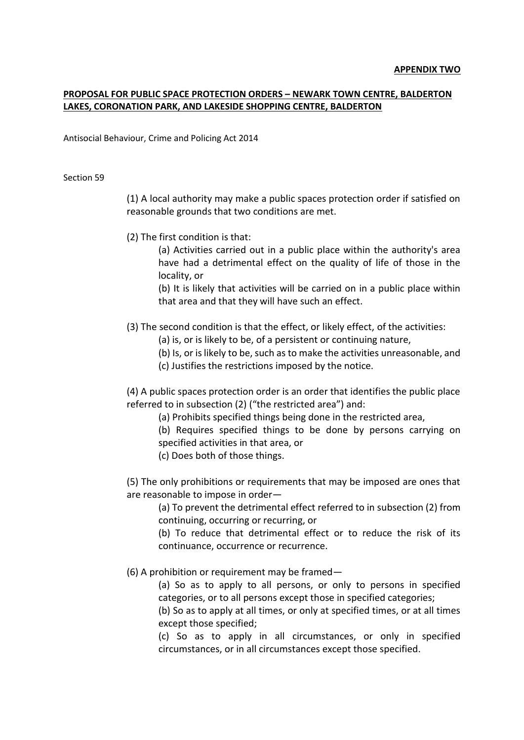**APPENDIX TWO**

**PROPOSAL FOR PUBLIC SPACE PROTECTION ORDERS – NEWARK TOWN CENTRE, BALDERTON LAKES, CORONATION PARK, AND LAKESIDE SHOPPING CENTRE, BALDERTON**

Antisocial Behaviour, Crime and Policing Act 2014

Section 59

(1) A local authority may make a public spaces protection order if satisfied on reasonable grounds that two conditions are met.

(2) The first condition is that:

(a) Activities carried out in a public place within the authority's area have had a detrimental effect on the quality of life of those in the locality, or

(b) It is likely that activities will be carried on in a public place within that area and that they will have such an effect.

(3) The second condition is that the effect, or likely effect, of the activities:

(a) is, or is likely to be, of a persistent or continuing nature,

(b) Is, or is likely to be, such as to make the activities unreasonable, and

(c) Justifies the restrictions imposed by the notice.

(4) A public spaces protection order is an order that identifies the public place referred to in subsection (2) ("the restricted area") and:

(a) Prohibits specified things being done in the restricted area,

(b) Requires specified things to be done by persons carrying on specified activities in that area, or

(c) Does both of those things.

(5) The only prohibitions or requirements that may be imposed are ones that are reasonable to impose in order—

(a) To prevent the detrimental effect referred to in subsection (2) from continuing, occurring or recurring, or

(b) To reduce that detrimental effect or to reduce the risk of its continuance, occurrence or recurrence.

(6) A prohibition or requirement may be framed—

(a) So as to apply to all persons, or only to persons in specified categories, or to all persons except those in specified categories;

(b) So as to apply at all times, or only at specified times, or at all times except those specified;

(c) So as to apply in all circumstances, or only in specified circumstances, or in all circumstances except those specified.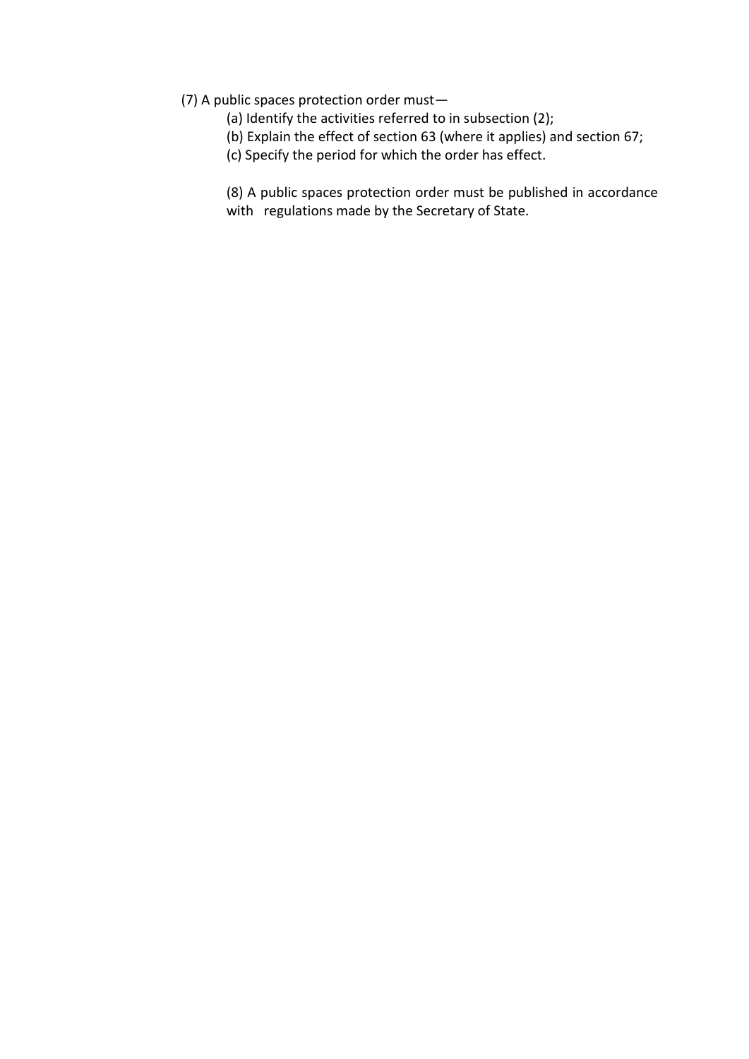(7) A public spaces protection order must—

(a) Identify the activities referred to in subsection (2);

(b) Explain the effect of section 63 (where it applies) and section 67;

(c) Specify the period for which the order has effect.

(8) A public spaces protection order must be published in accordance with regulations made by the Secretary of State.